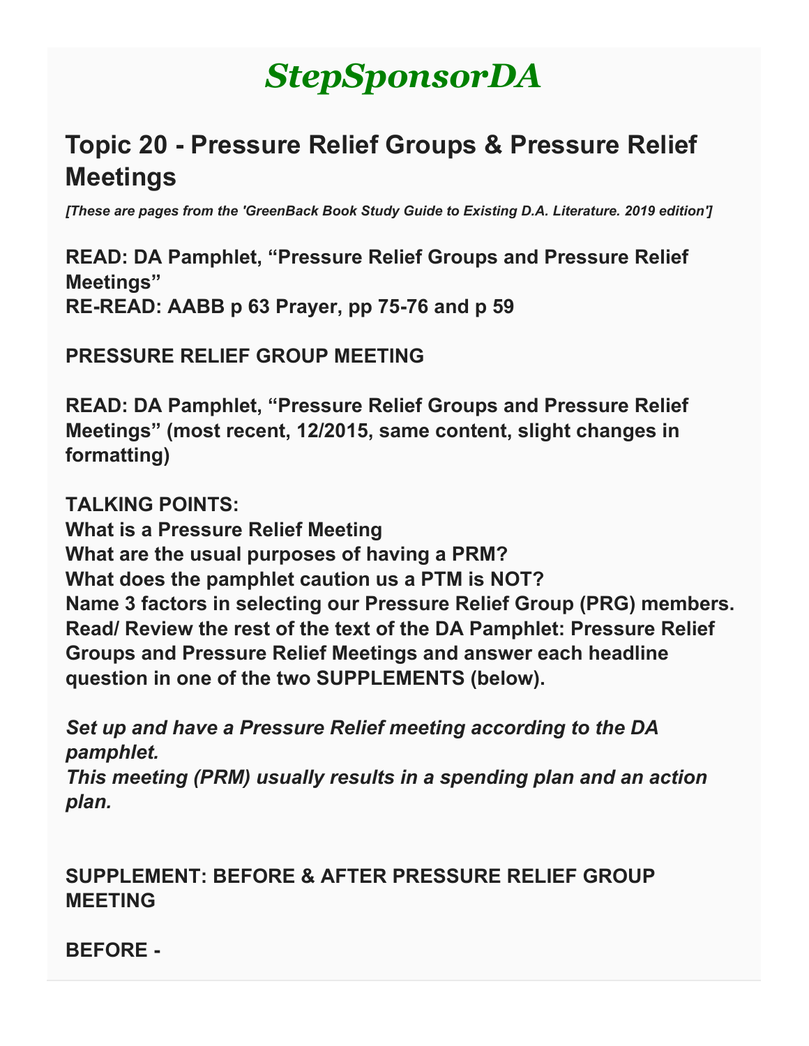# *StepSponsorDA*

## Topic 20 - Pressure Relief Groups & Pressure Relief Meetings

***[These are pages from the 'GreenBack Book Study Guide to Existing D.A. Literature. 2019 edition']***

**READ: DA Pamphlet, "Pressure Relief Groups and Pressure Relief Meetings"**
**RE-READ: AABB p 63 Prayer, pp 75-76 and p 59**

**PRESSURE RELIEF GROUP MEETING**

**READ: DA Pamphlet, "Pressure Relief Groups and Pressure Relief Meetings" (most recent, 12/2015, same content, slight changes in formatting)**

**TALKING POINTS:**
**What is a Pressure Relief Meeting**
**What are the usual purposes of having a PRM?**
**What does the pamphlet caution us a PTM is NOT?**
**Name 3 factors in selecting our Pressure Relief Group (PRG) members.**
**Read/ Review the rest of the text of the DA Pamphlet: Pressure Relief Groups and Pressure Relief Meetings and answer each headline question in one of the two SUPPLEMENTS (below).**

***Set up and have a Pressure Relief meeting according to the DA pamphlet.***
***This meeting (PRM) usually results in a spending plan and an action plan.***

**SUPPLEMENT: BEFORE & AFTER PRESSURE RELIEF GROUP MEETING**

**BEFORE -**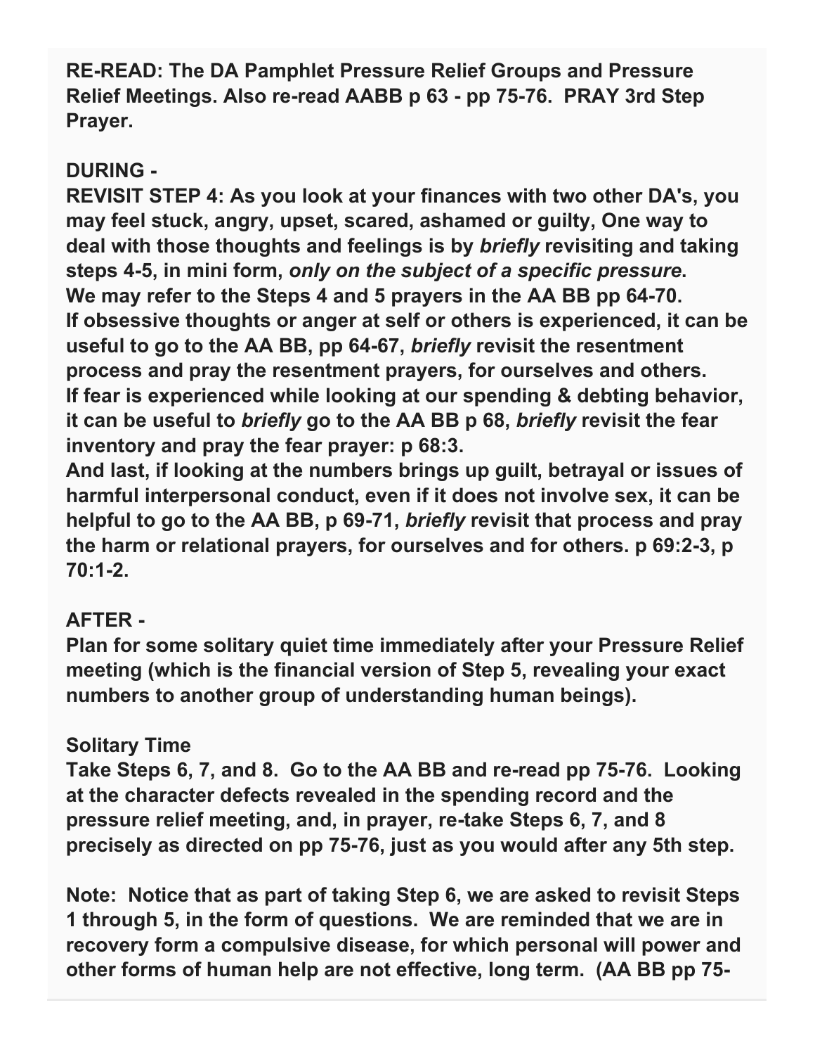**RE-READ: The DA Pamphlet Pressure Relief Groups and Pressure Relief Meetings. Also re-read AABB p 63 - pp 75-76. PRAY 3rd Step Prayer.**

**DURING -**

**REVISIT STEP 4: As you look at your finances with two other DA's, you may feel stuck, angry, upset, scared, ashamed or guilty, One way to deal with those thoughts and feelings is by *briefly* revisiting and taking steps 4-5, in mini form, *only on the subject of a specific pressure*.**
**We may refer to the Steps 4 and 5 prayers in the AA BB pp 64-70.**
**If obsessive thoughts or anger at self or others is experienced, it can be useful to go to the AA BB, pp 64-67, *briefly* revisit the resentment process and pray the resentment prayers, for ourselves and others.**
**If fear is experienced while looking at our spending & debting behavior, it can be useful to *briefly* go to the AA BB p 68, *briefly* revisit the fear inventory and pray the fear prayer: p 68:3.**
**And last, if looking at the numbers brings up guilt, betrayal or issues of harmful interpersonal conduct, even if it does not involve sex, it can be helpful to go to the AA BB, p 69-71, *briefly* revisit that process and pray the harm or relational prayers, for ourselves and for others. p 69:2-3, p 70:1-2.**

**AFTER -**

**Plan for some solitary quiet time immediately after your Pressure Relief meeting (which is the financial version of Step 5, revealing your exact numbers to another group of understanding human beings).**

**Solitary Time**

**Take Steps 6, 7, and 8. Go to the AA BB and re-read pp 75-76. Looking at the character defects revealed in the spending record and the pressure relief meeting, and, in prayer, re-take Steps 6, 7, and 8 precisely as directed on pp 75-76, just as you would after any 5th step.**

**Note: Notice that as part of taking Step 6, we are asked to revisit Steps 1 through 5, in the form of questions. We are reminded that we are in recovery form a compulsive disease, for which personal will power and other forms of human help are not effective, long term. (AA BB pp 75-**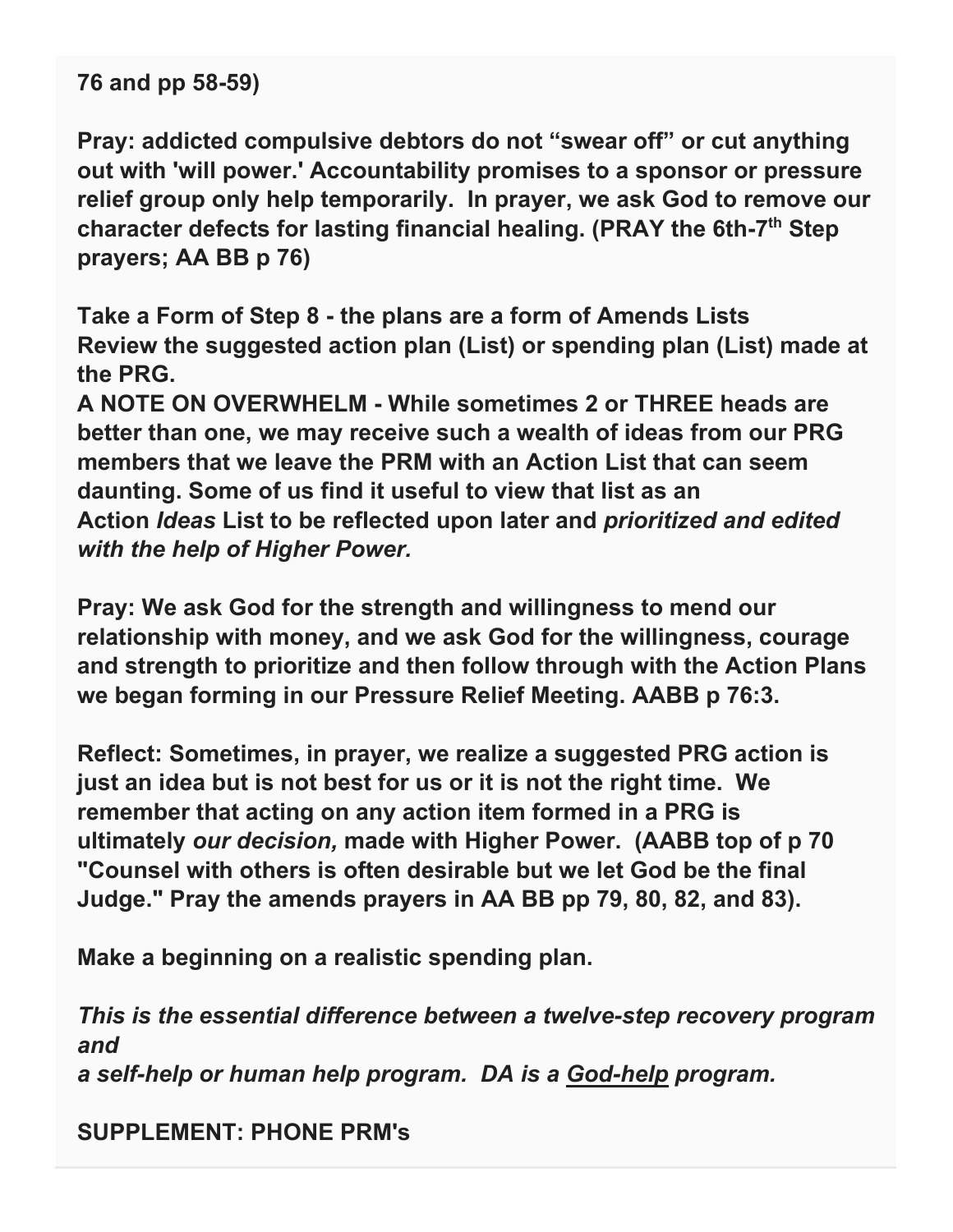**76 and pp 58-59)**

**Pray: addicted compulsive debtors do not "swear off" or cut anything out with 'will power.' Accountability promises to a sponsor or pressure relief group only help temporarily. In prayer, we ask God to remove our character defects for lasting financial healing. (PRAY the 6th-7th Step prayers; AA BB p 76)**

**Take a Form of Step 8 - the plans are a form of Amends Lists**
**Review the suggested action plan (List) or spending plan (List) made at the PRG.**
**A NOTE ON OVERWHELM - While sometimes 2 or THREE heads are better than one, we may receive such a wealth of ideas from our PRG members that we leave the PRM with an Action List that can seem daunting. Some of us find it useful to view that list as an Action *Ideas* List to be reflected upon later and *prioritized and edited with the help of Higher Power.***

**Pray: We ask God for the strength and willingness to mend our relationship with money, and we ask God for the willingness, courage and strength to prioritize and then follow through with the Action Plans we began forming in our Pressure Relief Meeting. AABB p 76:3.**

**Reflect: Sometimes, in prayer, we realize a suggested PRG action is just an idea but is not best for us or it is not the right time. We remember that acting on any action item formed in a PRG is ultimately *our decision,* made with Higher Power. (AABB top of p 70 "Counsel with others is often desirable but we let God be the final Judge." Pray the amends prayers in AA BB pp 79, 80, 82, and 83).**

**Make a beginning on a realistic spending plan.**

***This is the essential difference between a twelve-step recovery program and***
***a self-help or human help program. DA is a <u>God-help</u> program.***

**SUPPLEMENT: PHONE PRM's**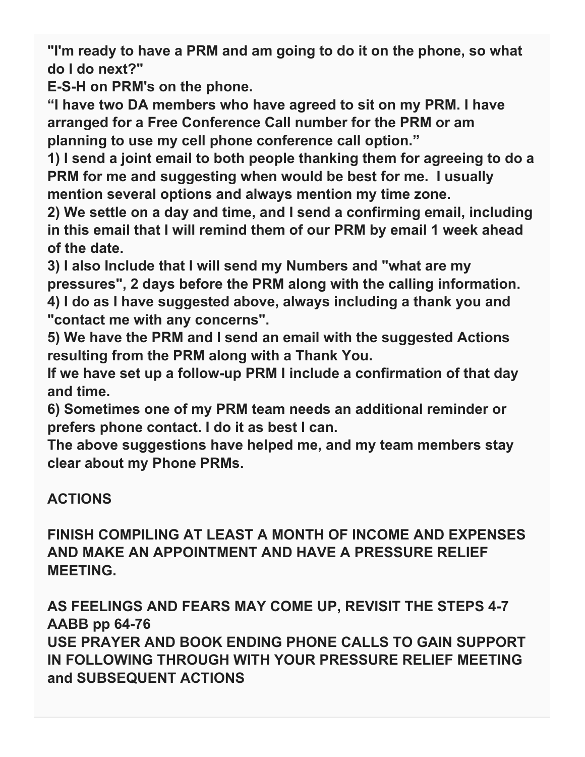**"I'm ready to have a PRM and am going to do it on the phone, so what do I do next?"**

**E-S-H on PRM's on the phone.**

**“I have two DA members who have agreed to sit on my PRM. I have arranged for a Free Conference Call number for the PRM or am planning to use my cell phone conference call option.”**

**1) I send a joint email to both people thanking them for agreeing to do a PRM for me and suggesting when would be best for me. I usually mention several options and always mention my time zone.**

**2) We settle on a day and time, and I send a confirming email, including in this email that I will remind them of our PRM by email 1 week ahead of the date.**

**3) I also Include that I will send my Numbers and "what are my pressures", 2 days before the PRM along with the calling information.**

**4) I do as I have suggested above, always including a thank you and "contact me with any concerns".**

**5) We have the PRM and I send an email with the suggested Actions resulting from the PRM along with a Thank You.**

**If we have set up a follow-up PRM I include a confirmation of that day and time.**

**6) Sometimes one of my PRM team needs an additional reminder or prefers phone contact. I do it as best I can.**

**The above suggestions have helped me, and my team members stay clear about my Phone PRMs.**

**ACTIONS**

**FINISH COMPILING AT LEAST A MONTH OF INCOME AND EXPENSES AND MAKE AN APPOINTMENT AND HAVE A PRESSURE RELIEF MEETING.**

**AS FEELINGS AND FEARS MAY COME UP, REVISIT THE STEPS 4-7 AABB pp 64-76**

**USE PRAYER AND BOOK ENDING PHONE CALLS TO GAIN SUPPORT IN FOLLOWING THROUGH WITH YOUR PRESSURE RELIEF MEETING and SUBSEQUENT ACTIONS**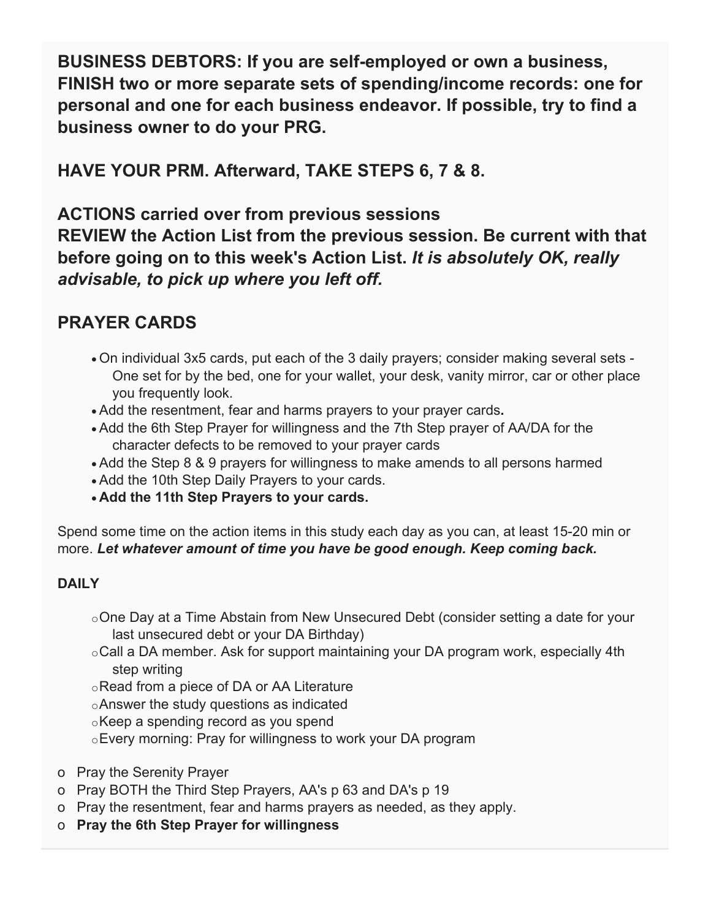**BUSINESS DEBTORS: If you are self-employed or own a business, FINISH two or more separate sets of spending/income records: one for personal and one for each business endeavor. If possible, try to find a business owner to do your PRG.**

**HAVE YOUR PRM. Afterward, TAKE STEPS 6, 7 & 8.**

**ACTIONS carried over from previous sessions**
**REVIEW the Action List from the previous session. Be current with that before going on to this week's Action List.** ***It is absolutely OK, really advisable, to pick up where you left off.***

## PRAYER CARDS

- On individual 3x5 cards, put each of the 3 daily prayers; consider making several sets - One set for by the bed, one for your wallet, your desk, vanity mirror, car or other place you frequently look.
- Add the resentment, fear and harms prayers to your prayer cards**.**
- Add the 6th Step Prayer for willingness and the 7th Step prayer of AA/DA for the character defects to be removed to your prayer cards
- Add the Step 8 & 9 prayers for willingness to make amends to all persons harmed
- Add the 10th Step Daily Prayers to your cards.
- **Add the 11th Step Prayers to your cards.**

Spend some time on the action items in this study each day as you can, at least 15-20 min or more. ***Let whatever amount of time you have be good enough. Keep coming back.***

**DAILY**

- One Day at a Time Abstain from New Unsecured Debt (consider setting a date for your last unsecured debt or your DA Birthday)
- Call a DA member. Ask for support maintaining your DA program work, especially 4th step writing
- Read from a piece of DA or AA Literature
- Answer the study questions as indicated
- Keep a spending record as you spend
- Every morning: Pray for willingness to work your DA program

- Pray the Serenity Prayer
- Pray BOTH the Third Step Prayers, AA's p 63 and DA's p 19
- Pray the resentment, fear and harms prayers as needed, as they apply.
- **Pray the 6th Step Prayer for willingness**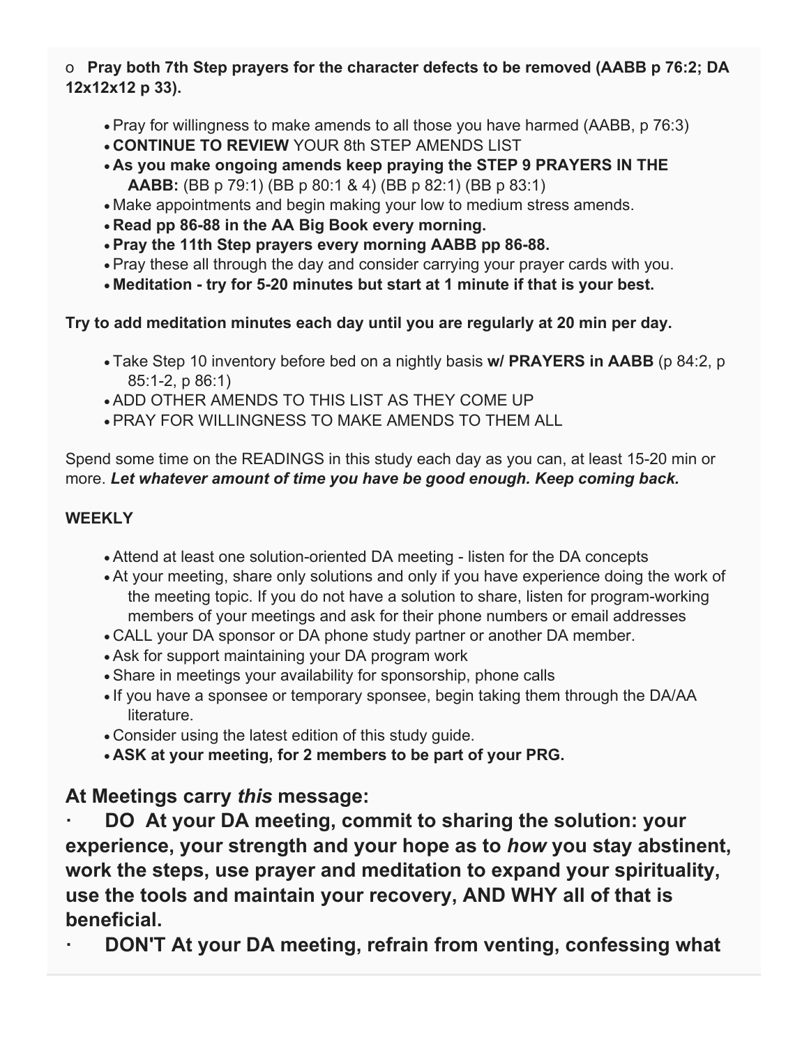o **Pray both 7th Step prayers for the character defects to be removed (AABB p 76:2; DA 12x12x12 p 33).**

- Pray for willingness to make amends to all those you have harmed (AABB, p 76:3)
- **CONTINUE TO REVIEW** YOUR 8th STEP AMENDS LIST
- **As you make ongoing amends keep praying the STEP 9 PRAYERS IN THE AABB:** (BB p 79:1) (BB p 80:1 & 4) (BB p 82:1) (BB p 83:1)
- Make appointments and begin making your low to medium stress amends.
- **Read pp 86-88 in the AA Big Book every morning.**
- **Pray the 11th Step prayers every morning AABB pp 86-88.**
- Pray these all through the day and consider carrying your prayer cards with you.
- **Meditation - try for 5-20 minutes but start at 1 minute if that is your best.**

**Try to add meditation minutes each day until you are regularly at 20 min per day.**

- Take Step 10 inventory before bed on a nightly basis **w/ PRAYERS in AABB** (p 84:2, p 85:1-2, p 86:1)
- ADD OTHER AMENDS TO THIS LIST AS THEY COME UP
- PRAY FOR WILLINGNESS TO MAKE AMENDS TO THEM ALL

Spend some time on the READINGS in this study each day as you can, at least 15-20 min or more. ***Let whatever amount of time you have be good enough. Keep coming back.***

**WEEKLY**

- Attend at least one solution-oriented DA meeting - listen for the DA concepts
- At your meeting, share only solutions and only if you have experience doing the work of the meeting topic. If you do not have a solution to share, listen for program-working members of your meetings and ask for their phone numbers or email addresses
- CALL your DA sponsor or DA phone study partner or another DA member.
- Ask for support maintaining your DA program work
- Share in meetings your availability for sponsorship, phone calls
- If you have a sponsee or temporary sponsee, begin taking them through the DA/AA literature.
- Consider using the latest edition of this study guide.
- **ASK at your meeting, for 2 members to be part of your PRG.**

## At Meetings carry *this* message:

- **DO At your DA meeting, commit to sharing the solution: your experience, your strength and your hope as to *how* you stay abstinent, work the steps, use prayer and meditation to expand your spirituality, use the tools and maintain your recovery, AND WHY all of that is beneficial.**
- **DON'T At your DA meeting, refrain from venting, confessing what**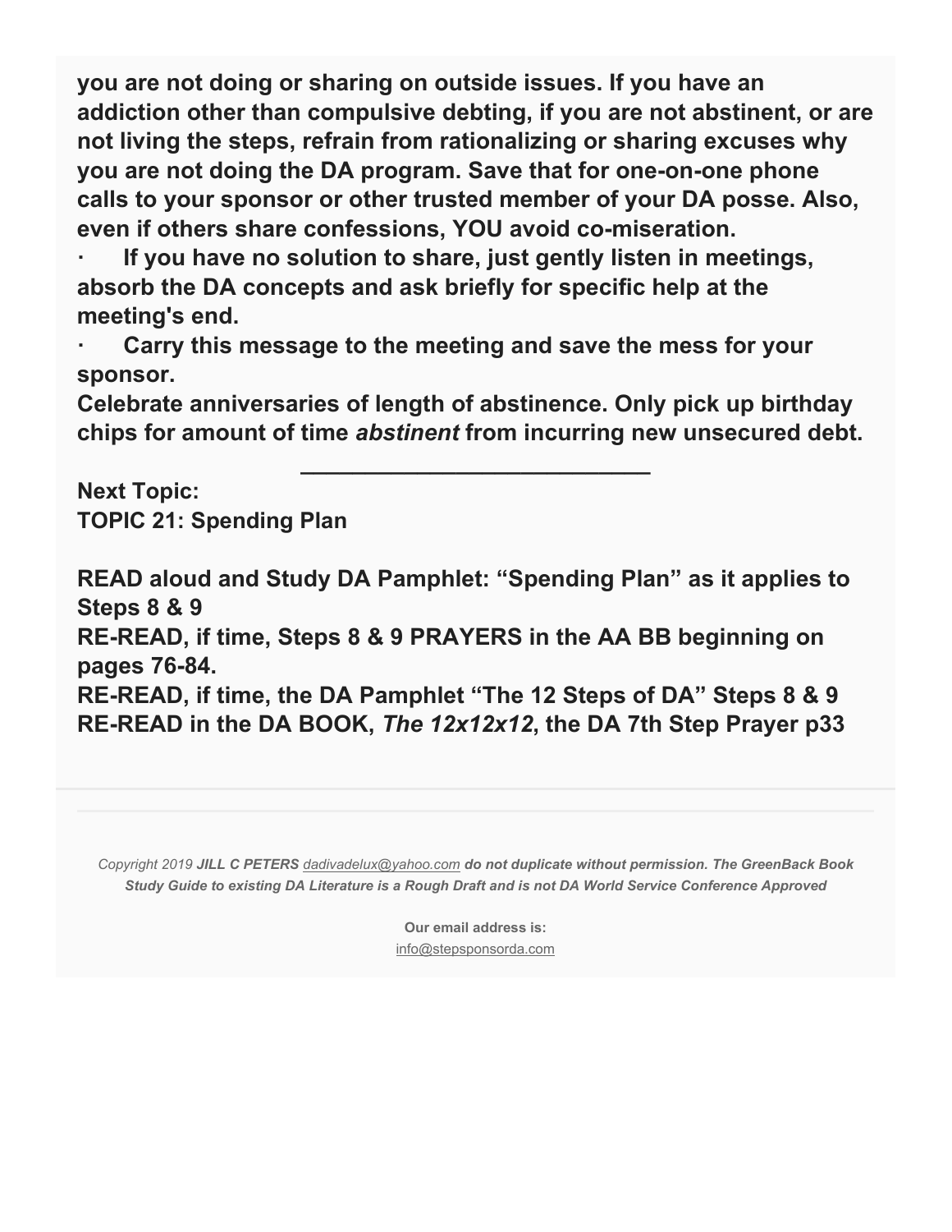**you are not doing or sharing on outside issues. If you have an addiction other than compulsive debting, if you are not abstinent, or are not living the steps, refrain from rationalizing or sharing excuses why you are not doing the DA program. Save that for one-on-one phone calls to your sponsor or other trusted member of your DA posse. Also, even if others share confessions, YOU avoid co-miseration.**

- **If you have no solution to share, just gently listen in meetings, absorb the DA concepts and ask briefly for specific help at the meeting's end.**
- **Carry this message to the meeting and save the mess for your sponsor.**

**Celebrate anniversaries of length of abstinence. Only pick up birthday chips for amount of time *abstinent* from incurring new unsecured debt.**

---

**Next Topic:**
**TOPIC 21: Spending Plan**

**READ aloud and Study DA Pamphlet: "Spending Plan" as it applies to Steps 8 & 9**
**RE-READ, if time, Steps 8 & 9 PRAYERS in the AA BB beginning on pages 76-84.**
**RE-READ, if time, the DA Pamphlet "The 12 Steps of DA" Steps 8 & 9**
**RE-READ in the DA BOOK, *The 12x12x12*, the DA 7th Step Prayer p33**

---

*Copyright 2019 **JILL C PETERS** dadivadelux@yahoo.com **do not duplicate without permission. The GreenBack Book Study Guide to existing DA Literature is a Rough Draft and is not DA World Service Conference Approved***

**Our email address is:**
info@stepsponsorda.com